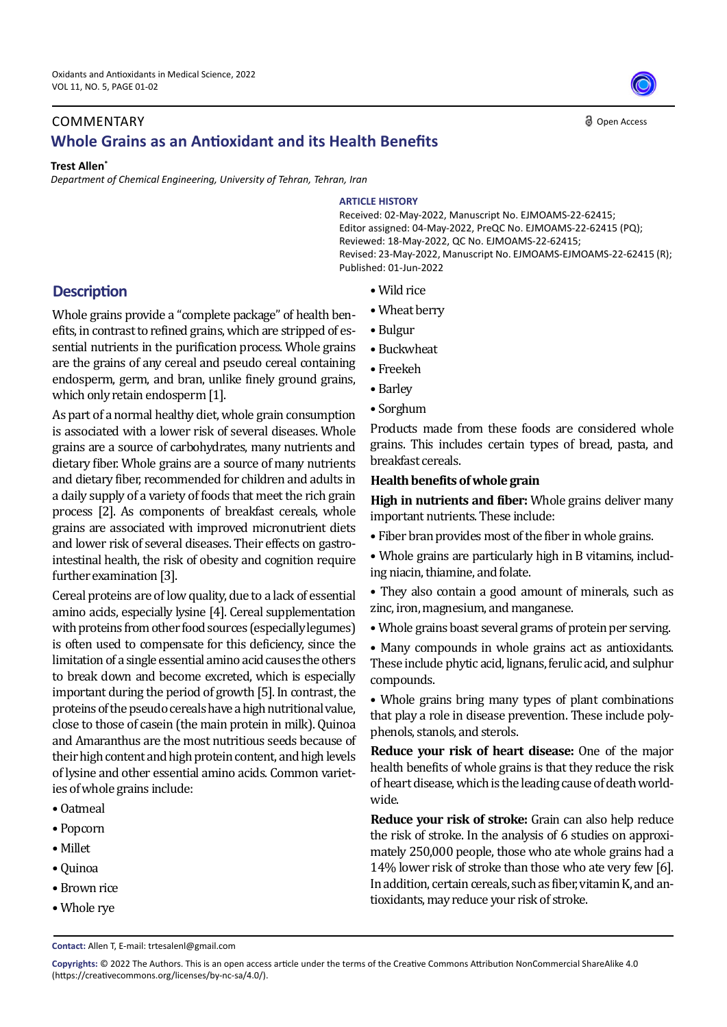COMMENTARY

# Whole Grains as an Antioxidant and its Health Benefits

**Trest Allen***

*Department of Chemical Engineering, University of Tehran, Tehran, Iran*

**ARTICLE HISTORY**

Received: 02-May-2022, Manuscript No. EJMOAMS-22-62415;
Editor assigned: 04-May-2022, PreQC No. EJMOAMS-22-62415 (PQ);
Reviewed: 18-May-2022, QC No. EJMOAMS-22-62415;
Revised: 23-May-2022, Manuscript No. EJMOAMS-EJMOAMS-22-62415 (R);
Published: 01-Jun-2022

## Description

Whole grains provide a "complete package" of health benefits, in contrast to refined grains, which are stripped of essential nutrients in the purification process. Whole grains are the grains of any cereal and pseudo cereal containing endosperm, germ, and bran, unlike finely ground grains, which only retain endosperm [1].

As part of a normal healthy diet, whole grain consumption is associated with a lower risk of several diseases. Whole grains are a source of carbohydrates, many nutrients and dietary fiber. Whole grains are a source of many nutrients and dietary fiber, recommended for children and adults in a daily supply of a variety of foods that meet the rich grain process [2]. As components of breakfast cereals, whole grains are associated with improved micronutrient diets and lower risk of several diseases. Their effects on gastrointestinal health, the risk of obesity and cognition require further examination [3].

Cereal proteins are of low quality, due to a lack of essential amino acids, especially lysine [4]. Cereal supplementation with proteins from other food sources (especially legumes) is often used to compensate for this deficiency, since the limitation of a single essential amino acid causes the others to break down and become excreted, which is especially important during the period of growth [5]. In contrast, the proteins of the pseudo cereals have a high nutritional value, close to those of casein (the main protein in milk). Quinoa and Amaranthus are the most nutritious seeds because of their high content and high protein content, and high levels of lysine and other essential amino acids. Common varieties of whole grains include:

- Oatmeal
- Popcorn
- Millet
- Quinoa
- Brown rice
- Whole rye
- Wild rice
- Wheat berry
- Bulgur
- Buckwheat
- Freekeh
- Barley
- Sorghum

Products made from these foods are considered whole grains. This includes certain types of bread, pasta, and breakfast cereals.

### Health benefits of whole grain

**High in nutrients and fiber:** Whole grains deliver many important nutrients. These include:

- Fiber bran provides most of the fiber in whole grains.
- Whole grains are particularly high in B vitamins, including niacin, thiamine, and folate.
- They also contain a good amount of minerals, such as zinc, iron, magnesium, and manganese.
- Whole grains boast several grams of protein per serving.
- Many compounds in whole grains act as antioxidants. These include phytic acid, lignans, ferulic acid, and sulphur compounds.
- Whole grains bring many types of plant combinations that play a role in disease prevention. These include polyphenols, stanols, and sterols.

**Reduce your risk of heart disease:** One of the major health benefits of whole grains is that they reduce the risk of heart disease, which is the leading cause of death worldwide.

**Reduce your risk of stroke:** Grain can also help reduce the risk of stroke. In the analysis of 6 studies on approximately 250,000 people, those who ate whole grains had a 14% lower risk of stroke than those who ate very few [6]. In addition, certain cereals, such as fiber, vitamin K, and antioxidants, may reduce your risk of stroke.

**Contact:** Allen T, E-mail: trtesalenl@gmail.com

**Copyrights:** © 2022 The Authors. This is an open access article under the terms of the Creative Commons Attribution NonCommercial ShareAlike 4.0 (https://creativecommons.org/licenses/by-nc-sa/4.0/).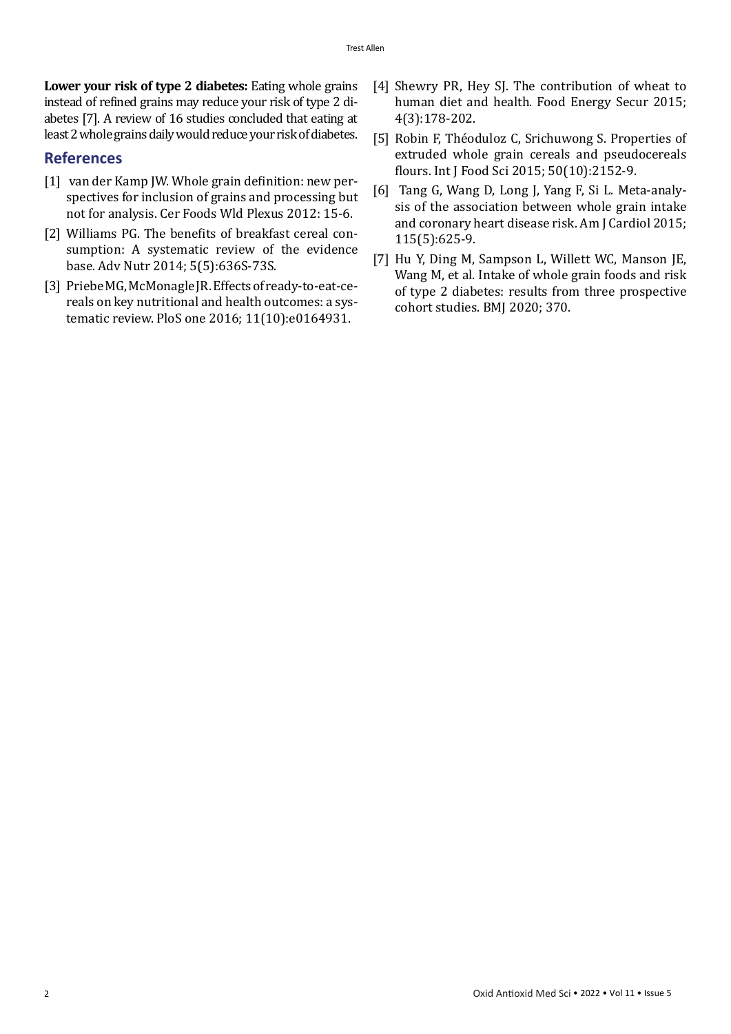**Lower your risk of type 2 diabetes:** Eating whole grains instead of refined grains may reduce your risk of type 2 diabetes [7]. A review of 16 studies concluded that eating at least 2 whole grains daily would reduce your risk of diabetes.

## References

[1] van der Kamp JW. Whole grain definition: new perspectives for inclusion of grains and processing but not for analysis. Cer Foods Wld Plexus 2012: 15-6.

[2] Williams PG. The benefits of breakfast cereal consumption: A systematic review of the evidence base. Adv Nutr 2014; 5(5):636S-73S.

[3] Priebe MG, McMonagle JR. Effects of ready-to-eat-cereals on key nutritional and health outcomes: a systematic review. PloS one 2016; 11(10):e0164931.

[4] Shewry PR, Hey SJ. The contribution of wheat to human diet and health. Food Energy Secur 2015; 4(3):178-202.

[5] Robin F, Théoduloz C, Srichuwong S. Properties of extruded whole grain cereals and pseudocereals flours. Int J Food Sci 2015; 50(10):2152-9.

[6] Tang G, Wang D, Long J, Yang F, Si L. Meta-analysis of the association between whole grain intake and coronary heart disease risk. Am J Cardiol 2015; 115(5):625-9.

[7] Hu Y, Ding M, Sampson L, Willett WC, Manson JE, Wang M, et al. Intake of whole grain foods and risk of type 2 diabetes: results from three prospective cohort studies. BMJ 2020; 370.